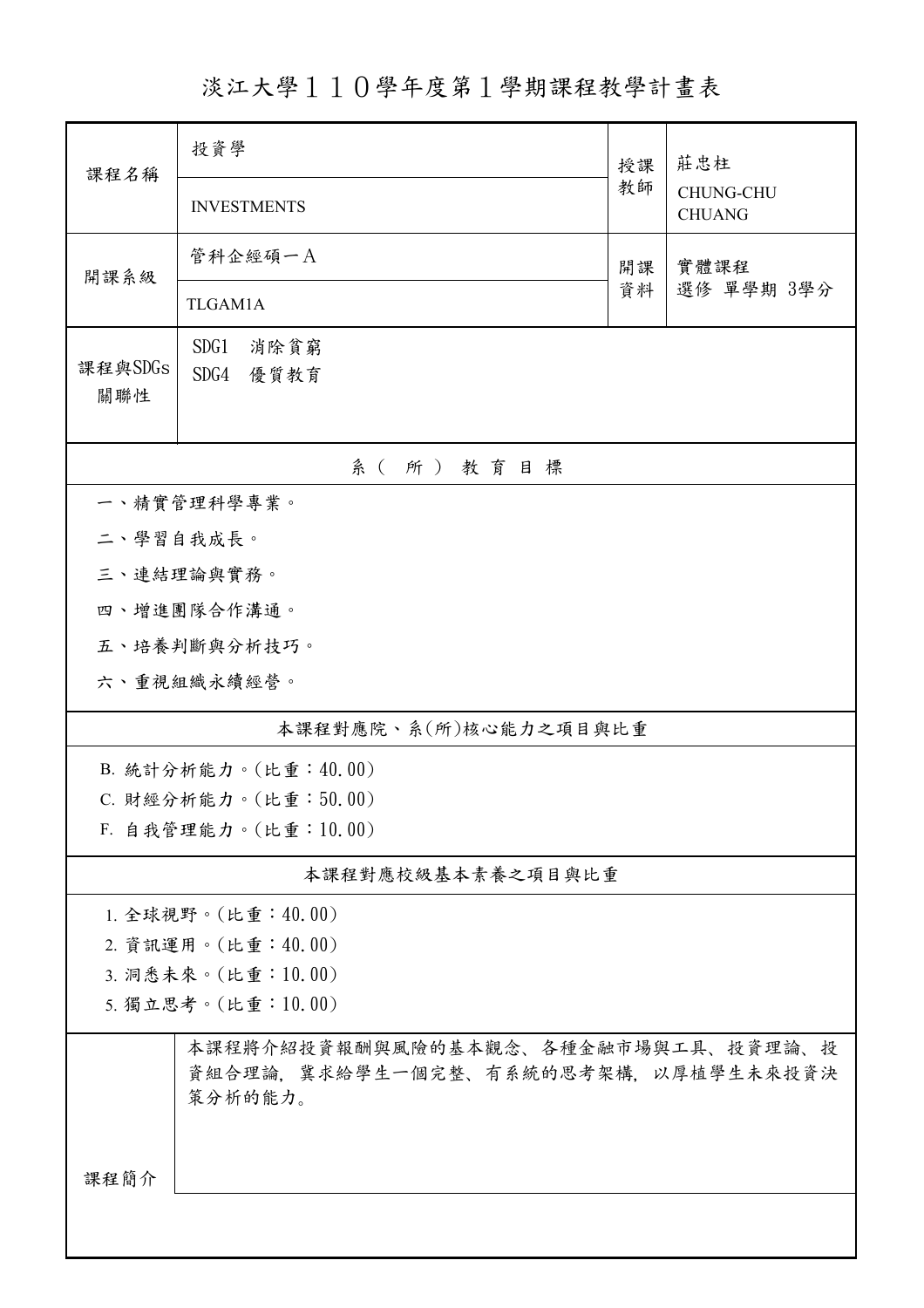# 淡江大學110學年度第1學期課程教學計畫表

| 課程名稱 | 投資學 | 授課教師 | 莊忠柱 |
|---|---|---|---|
| | INVESTMENTS | | CHUNG-CHU CHUANG |
| 開課系級 | 管科企經碩一A | 開課資料 | 實體課程<br>選修 單學期 3學分 |
| | TLGAM1A | | |
| 課程與SDGs關聯性 | SDG1 消除貧窮<br>SDG4 優質教育 | | |

## 系（所）教育目標

一、精實管理科學專業。

二、學習自我成長。

三、連結理論與實務。

四、增進團隊合作溝通。

五、培養判斷與分析技巧。

六、重視組織永續經營。

## 本課程對應院、系(所)核心能力之項目與比重

B. 統計分析能力。(比重：40.00)

C. 財經分析能力。(比重：50.00)

F. 自我管理能力。(比重：10.00)

## 本課程對應校級基本素養之項目與比重

1. 全球視野。(比重：40.00)
2. 資訊運用。(比重：40.00)
3. 洞悉未來。(比重：10.00)
5. 獨立思考。(比重：10.00)

## 課程簡介

本課程將介紹投資報酬與風險的基本觀念、各種金融市場與工具、投資理論、投資組合理論，冀求給學生一個完整、有系統的思考架構，以厚植學生未來投資決策分析的能力。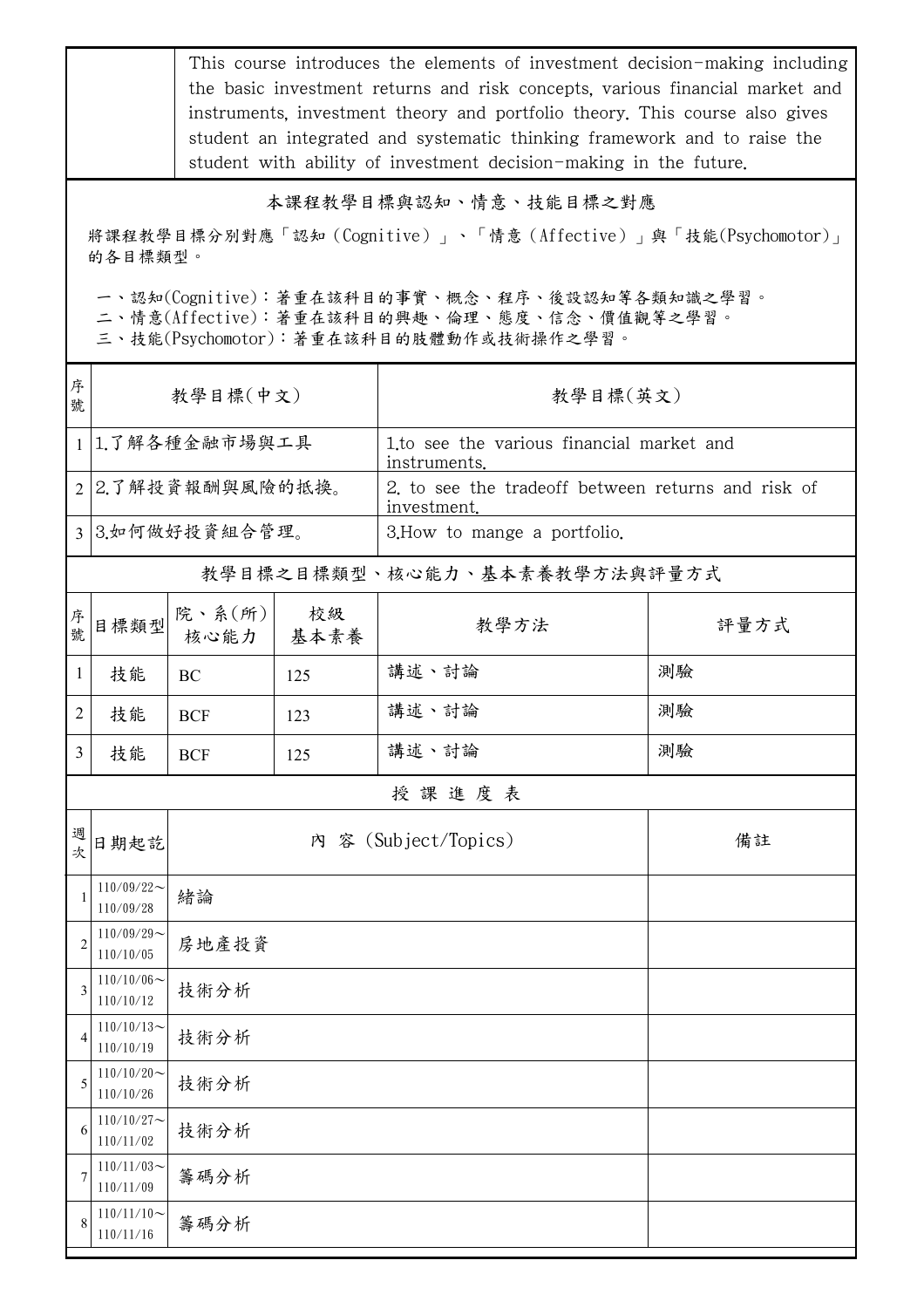| | This course introduces the elements of investment decision-making including the basic investment returns and risk concepts, various financial market and instruments, investment theory and portfolio theory. This course also gives student an integrated and systematic thinking framework and to raise the student with ability of investment decision-making in the future. |
|---|---|

## 本課程教學目標與認知、情意、技能目標之對應

將課程教學目標分別對應「認知（Cognitive）」、「情意（Affective）」與「技能(Psychomotor)」的各目標類型。

一、認知(Cognitive)：著重在該科目的事實、概念、程序、後設認知等各類知識之學習。
二、情意(Affective)：著重在該科目的興趣、倫理、態度、信念、價值觀等之學習。
三、技能(Psychomotor)：著重在該科目的肢體動作或技術操作之學習。

| 序號 | 教學目標(中文) | 教學目標(英文) |
|---|---|---|
| 1 | 1.了解各種金融市場與工具 | 1.to see the various financial market and instruments. |
| 2 | 2.了解投資報酬與風險的抵換。 | 2. to see the tradeoff between returns and risk of investment. |
| 3 | 3.如何做好投資組合管理。 | 3.How to mange a portfolio. |

## 教學目標之目標類型、核心能力、基本素養教學方法與評量方式

| 序號 | 目標類型 | 院、系(所)核心能力 | 校級基本素養 | 教學方法 | 評量方式 |
|---|---|---|---|---|---|
| 1 | 技能 | BC | 125 | 講述、討論 | 測驗 |
| 2 | 技能 | BCF | 123 | 講述、討論 | 測驗 |
| 3 | 技能 | BCF | 125 | 講述、討論 | 測驗 |

## 授課進度表

| 週次 | 日期起訖 | 內 容 (Subject/Topics) | 備註 |
|---|---|---|---|
| 1 | 110/09/22～110/09/28 | 緒論 | |
| 2 | 110/09/29～110/10/05 | 房地產投資 | |
| 3 | 110/10/06～110/10/12 | 技術分析 | |
| 4 | 110/10/13～110/10/19 | 技術分析 | |
| 5 | 110/10/20～110/10/26 | 技術分析 | |
| 6 | 110/10/27～110/11/02 | 技術分析 | |
| 7 | 110/11/03～110/11/09 | 籌碼分析 | |
| 8 | 110/11/10～110/11/16 | 籌碼分析 | |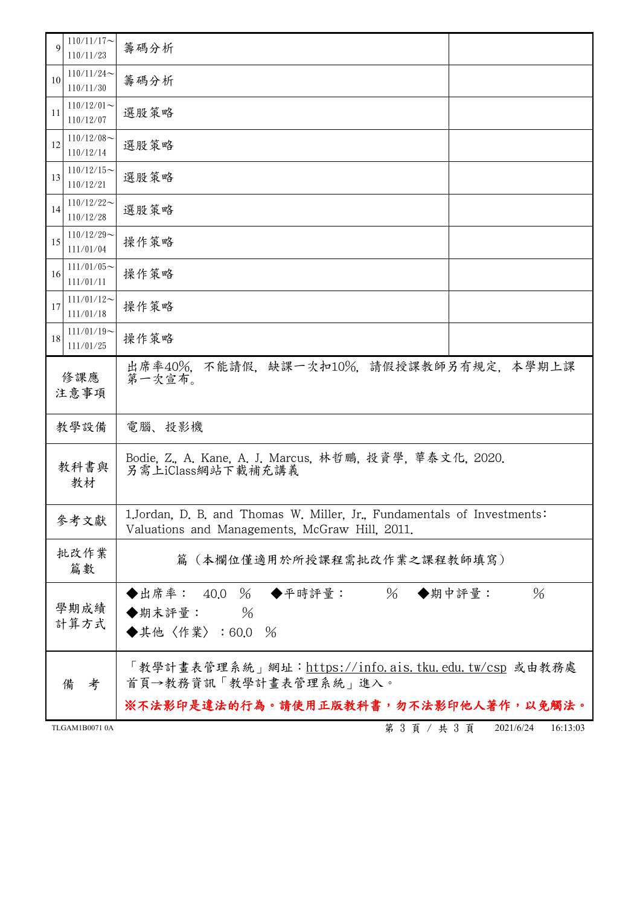| | | | |
|---|---|---|---|
| 9 | 110/11/17～110/11/23 | 籌碼分析 | |
| 10 | 110/11/24～110/11/30 | 籌碼分析 | |
| 11 | 110/12/01～110/12/07 | 選股策略 | |
| 12 | 110/12/08～110/12/14 | 選股策略 | |
| 13 | 110/12/15～110/12/21 | 選股策略 | |
| 14 | 110/12/22～110/12/28 | 選股策略 | |
| 15 | 110/12/29～111/01/04 | 操作策略 | |
| 16 | 111/01/05～111/01/11 | 操作策略 | |
| 17 | 111/01/12～111/01/18 | 操作策略 | |
| 18 | 111/01/19～111/01/25 | 操作策略 | |

| | |
|---|---|
| 修課應注意事項 | 出席率40%，不能請假，缺課一次扣10%，請假授課教師另有規定，本學期上課第一次宣布。 |
| 教學設備 | 電腦、投影機 |
| 教科書與教材 | Bodie, Z., A. Kane, A. J. Marcus, 林哲鵬, 投資學, 華泰文化, 2020.<br>另需上iClass網站下載補充講義 |
| 參考文獻 | 1.Jordan, D. B. and Thomas W. Miller, Jr., Fundamentals of Investments: Valuations and Managements, McGraw Hill, 2011. |
| 批改作業篇數 | 篇（本欄位僅適用於所授課程需批改作業之課程教師填寫） |
| 學期成績計算方式 | ◆出席率： 40.0 %　◆平時評量：　%　◆期中評量：　%<br>◆期末評量：　%<br>◆其他〈作業〉：60.0 % |
| 備考 | 「教學計畫表管理系統」網址：https://info.ais.tku.edu.tw/csp 或由教務處首頁→教務資訊「教學計畫表管理系統」進入。<br>**※不法影印是違法的行為。請使用正版教科書，勿不法影印他人著作，以免觸法。** |

TLGAM1B0071 0A　2021/6/24 16:13:03